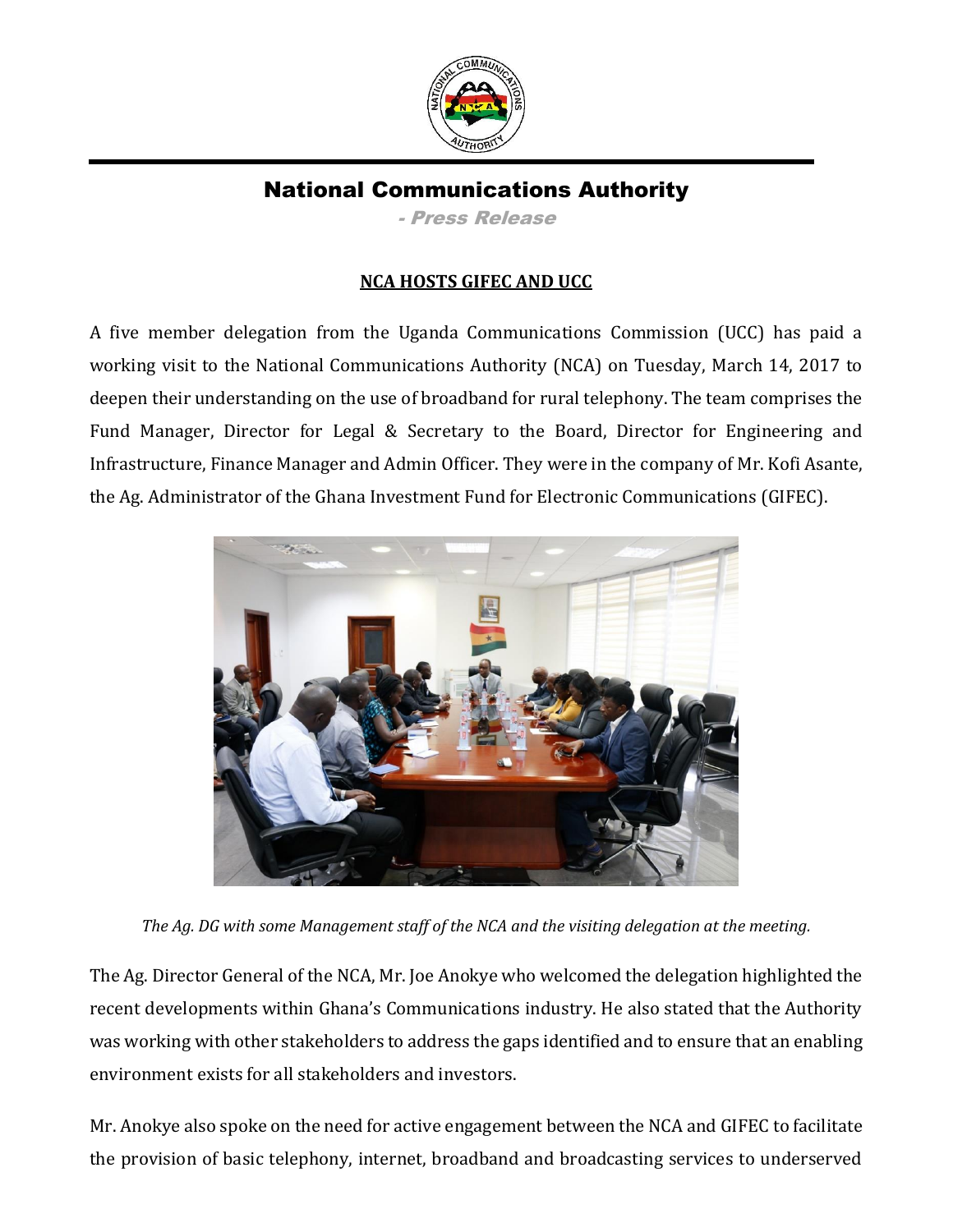# National Communications Authority

*- Press Release*

## NCA HOSTS GIFEC AND UCC

A five member delegation from the Uganda Communications Commission (UCC) has paid a working visit to the National Communications Authority (NCA) on Tuesday, March 14, 2017 to deepen their understanding on the use of broadband for rural telephony. The team comprises the Fund Manager, Director for Legal & Secretary to the Board, Director for Engineering and Infrastructure, Finance Manager and Admin Officer. They were in the company of Mr. Kofi Asante, the Ag. Administrator of the Ghana Investment Fund for Electronic Communications (GIFEC).

*The Ag. DG with some Management staff of the NCA and the visiting delegation at the meeting.*

The Ag. Director General of the NCA, Mr. Joe Anokye who welcomed the delegation highlighted the recent developments within Ghana's Communications industry. He also stated that the Authority was working with other stakeholders to address the gaps identified and to ensure that an enabling environment exists for all stakeholders and investors.

Mr. Anokye also spoke on the need for active engagement between the NCA and GIFEC to facilitate the provision of basic telephony, internet, broadband and broadcasting services to underserved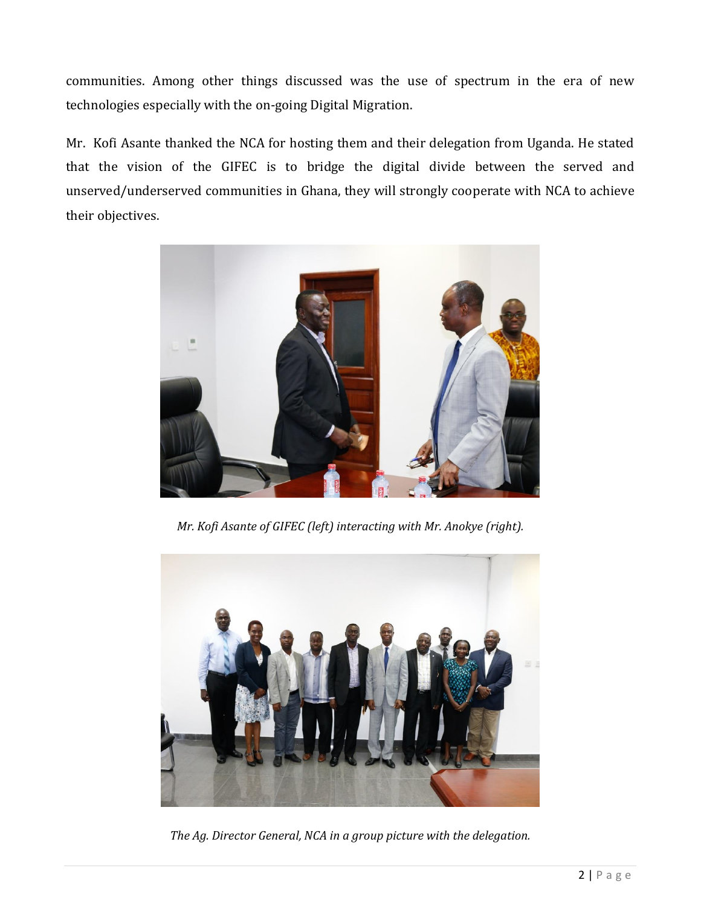communities. Among other things discussed was the use of spectrum in the era of new technologies especially with the on-going Digital Migration.

Mr. Kofi Asante thanked the NCA for hosting them and their delegation from Uganda. He stated that the vision of the GIFEC is to bridge the digital divide between the served and unserved/underserved communities in Ghana, they will strongly cooperate with NCA to achieve their objectives.

*Mr. Kofi Asante of GIFEC (left) interacting with Mr. Anokye (right).*

*The Ag. Director General, NCA in a group picture with the delegation.*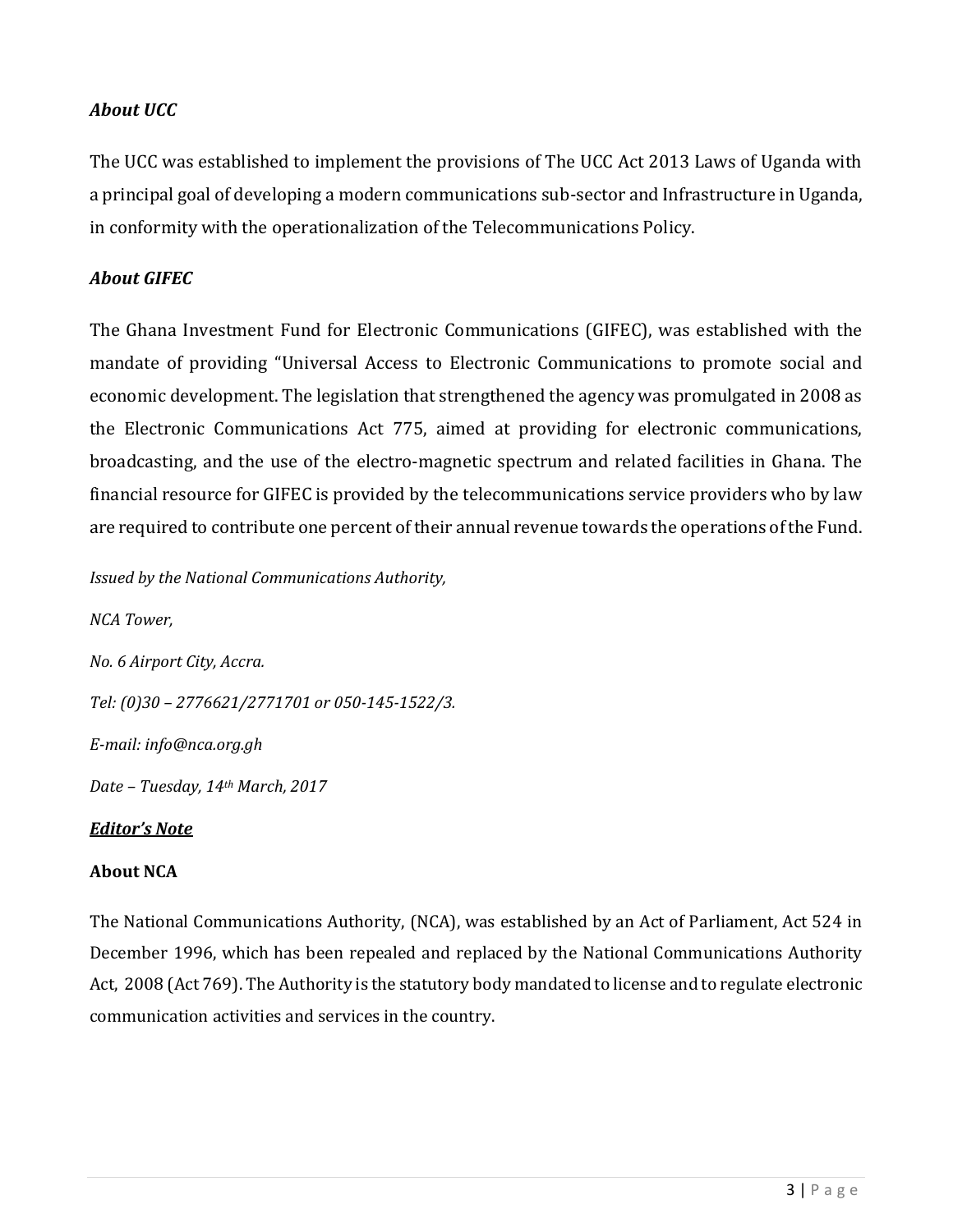### *About UCC*

The UCC was established to implement the provisions of The UCC Act 2013 Laws of Uganda with a principal goal of developing a modern communications sub-sector and Infrastructure in Uganda, in conformity with the operationalization of the Telecommunications Policy.

### *About GIFEC*

The Ghana Investment Fund for Electronic Communications (GIFEC), was established with the mandate of providing "Universal Access to Electronic Communications to promote social and economic development. The legislation that strengthened the agency was promulgated in 2008 as the Electronic Communications Act 775, aimed at providing for electronic communications, broadcasting, and the use of the electro-magnetic spectrum and related facilities in Ghana. The financial resource for GIFEC is provided by the telecommunications service providers who by law are required to contribute one percent of their annual revenue towards the operations of the Fund.

*Issued by the National Communications Authority,*

*NCA Tower,*

*No. 6 Airport City, Accra.*

*Tel: (0)30 – 2776621/2771701 or 050-145-1522/3.*

*E-mail: info@nca.org.gh*

*Date – Tuesday, 14th March, 2017*

***Editor's Note***

**About NCA**

The National Communications Authority, (NCA), was established by an Act of Parliament, Act 524 in December 1996, which has been repealed and replaced by the National Communications Authority Act, 2008 (Act 769). The Authority is the statutory body mandated to license and to regulate electronic communication activities and services in the country.